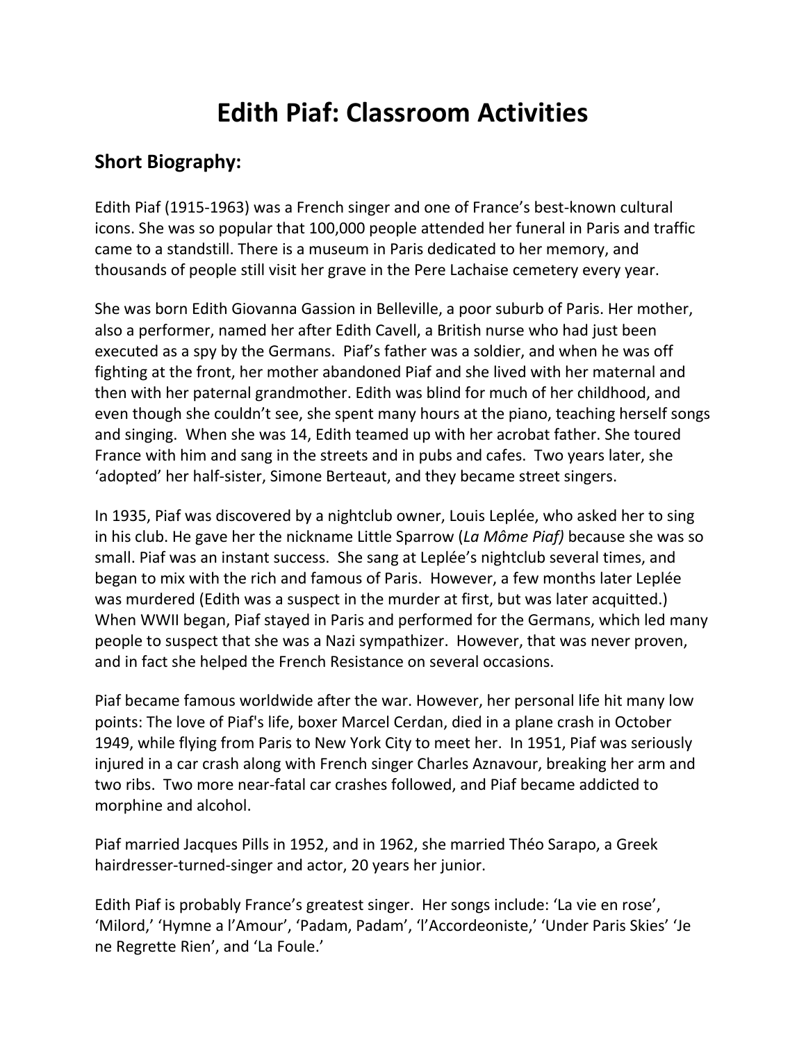# Edith Piaf: Classroom Activities

## Short Biography:

Edith Piaf (1915-1963) was a French singer and one of France's best-known cultural icons. She was so popular that 100,000 people attended her funeral in Paris and traffic came to a standstill. There is a museum in Paris dedicated to her memory, and thousands of people still visit her grave in the Pere Lachaise cemetery every year.

She was born Edith Giovanna Gassion in Belleville, a poor suburb of Paris. Her mother, also a performer, named her after Edith Cavell, a British nurse who had just been executed as a spy by the Germans. Piaf's father was a soldier, and when he was off fighting at the front, her mother abandoned Piaf and she lived with her maternal and then with her paternal grandmother. Edith was blind for much of her childhood, and even though she couldn't see, she spent many hours at the piano, teaching herself songs and singing. When she was 14, Edith teamed up with her acrobat father. She toured France with him and sang in the streets and in pubs and cafes. Two years later, she 'adopted' her half-sister, Simone Berteaut, and they became street singers.

In 1935, Piaf was discovered by a nightclub owner, Louis Leplée, who asked her to sing in his club. He gave her the nickname Little Sparrow (*La Môme Piaf)* because she was so small. Piaf was an instant success. She sang at Leplée's nightclub several times, and began to mix with the rich and famous of Paris. However, a few months later Leplée was murdered (Edith was a suspect in the murder at first, but was later acquitted.) When WWII began, Piaf stayed in Paris and performed for the Germans, which led many people to suspect that she was a Nazi sympathizer. However, that was never proven, and in fact she helped the French Resistance on several occasions.

Piaf became famous worldwide after the war. However, her personal life hit many low points: The love of Piaf's life, boxer Marcel Cerdan, died in a plane crash in October 1949, while flying from Paris to New York City to meet her. In 1951, Piaf was seriously injured in a car crash along with French singer Charles Aznavour, breaking her arm and two ribs. Two more near-fatal car crashes followed, and Piaf became addicted to morphine and alcohol.

Piaf married Jacques Pills in 1952, and in 1962, she married Théo Sarapo, a Greek hairdresser-turned-singer and actor, 20 years her junior.

Edith Piaf is probably France's greatest singer. Her songs include: 'La vie en rose', 'Milord,' 'Hymne a l'Amour', 'Padam, Padam', 'l'Accordeoniste,' 'Under Paris Skies' 'Je ne Regrette Rien', and 'La Foule.'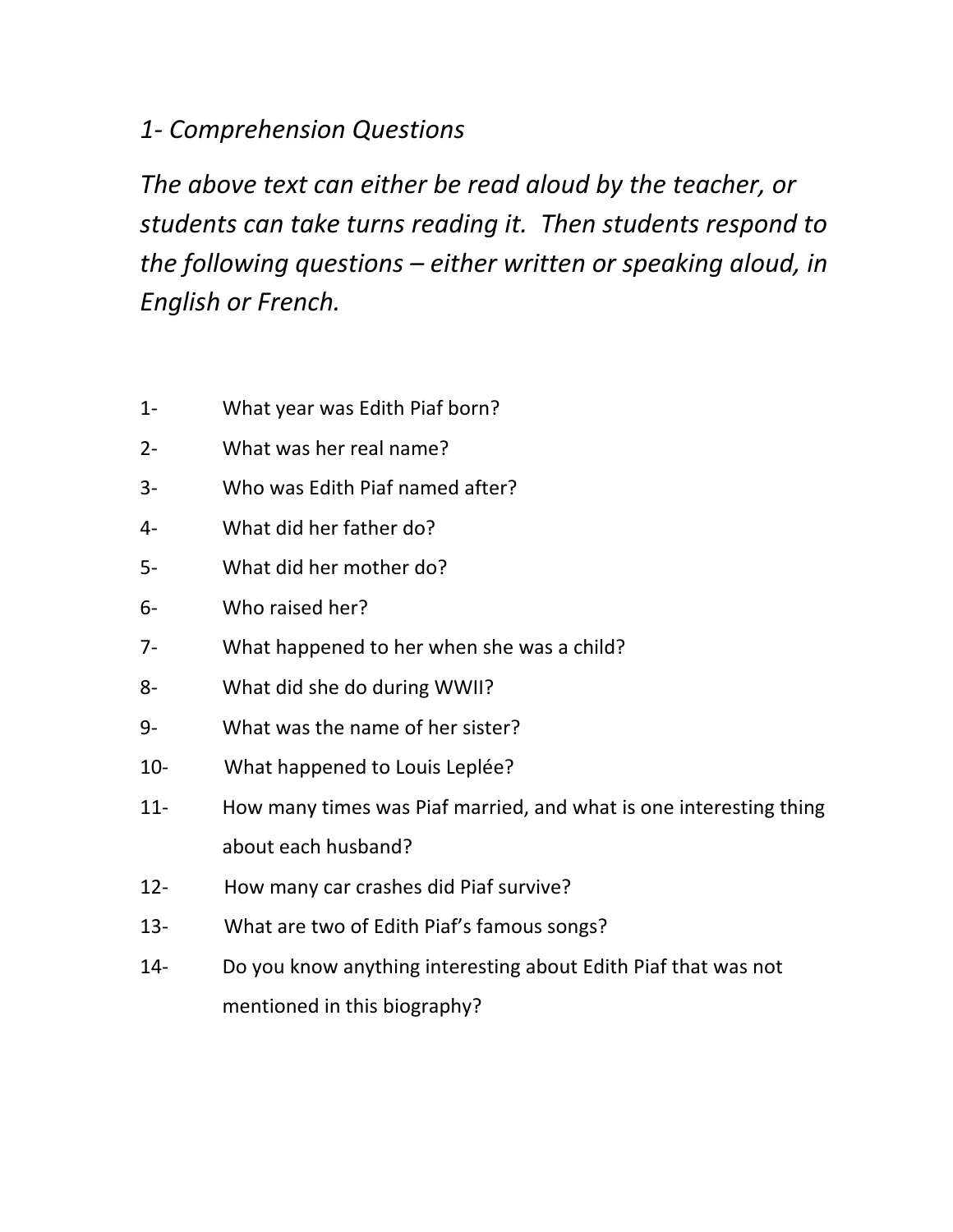*1- Comprehension Questions*

*The above text can either be read aloud by the teacher, or students can take turns reading it. Then students respond to the following questions – either written or speaking aloud, in English or French.*

1- What year was Edith Piaf born?
2- What was her real name?
3- Who was Edith Piaf named after?
4- What did her father do?
5- What did her mother do?
6- Who raised her?
7- What happened to her when she was a child?
8- What did she do during WWII?
9- What was the name of her sister?
10- What happened to Louis Leplée?
11- How many times was Piaf married, and what is one interesting thing about each husband?
12- How many car crashes did Piaf survive?
13- What are two of Edith Piaf's famous songs?
14- Do you know anything interesting about Edith Piaf that was not mentioned in this biography?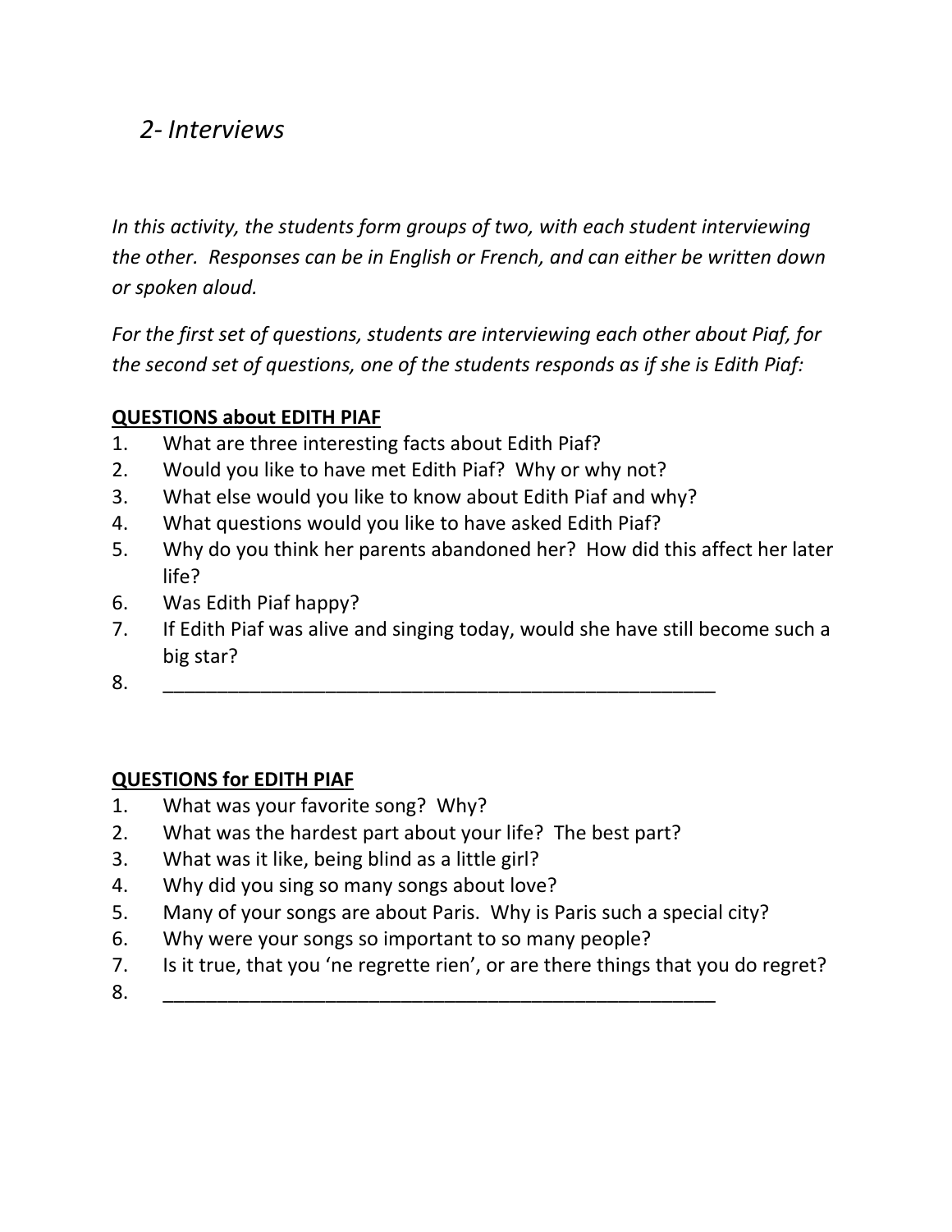## *2- Interviews*

*In this activity, the students form groups of two, with each student interviewing the other. Responses can be in English or French, and can either be written down or spoken aloud.*

*For the first set of questions, students are interviewing each other about Piaf, for the second set of questions, one of the students responds as if she is Edith Piaf:*

**<u>QUESTIONS about EDITH PIAF</u>**

1. What are three interesting facts about Edith Piaf?
2. Would you like to have met Edith Piaf? Why or why not?
3. What else would you like to know about Edith Piaf and why?
4. What questions would you like to have asked Edith Piaf?
5. Why do you think her parents abandoned her? How did this affect her later life?
6. Was Edith Piaf happy?
7. If Edith Piaf was alive and singing today, would she have still become such a big star?
8. ______________________________________________________

**<u>QUESTIONS for EDITH PIAF</u>**

1. What was your favorite song? Why?
2. What was the hardest part about your life? The best part?
3. What was it like, being blind as a little girl?
4. Why did you sing so many songs about love?
5. Many of your songs are about Paris. Why is Paris such a special city?
6. Why were your songs so important to so many people?
7. Is it true, that you 'ne regrette rien', or are there things that you do regret?
8. ______________________________________________________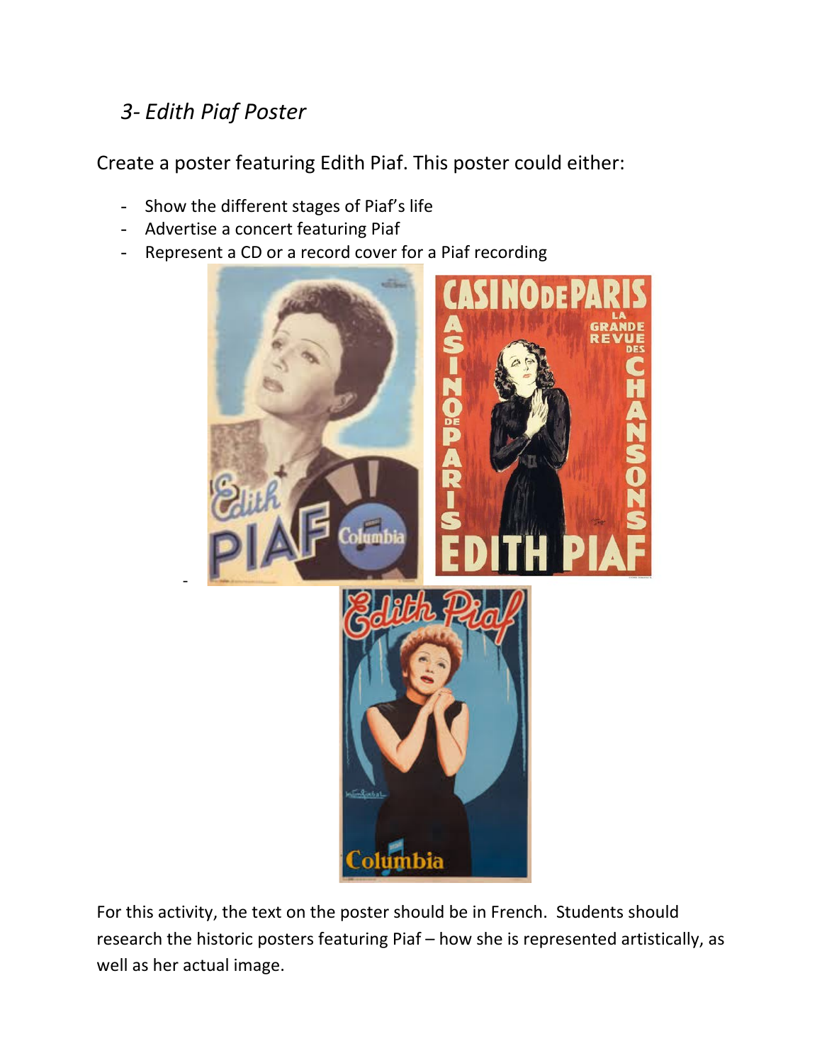### *3- Edith Piaf Poster*

Create a poster featuring Edith Piaf. This poster could either:

- Show the different stages of Piaf's life
- Advertise a concert featuring Piaf
- Represent a CD or a record cover for a Piaf recording

For this activity, the text on the poster should be in French. Students should research the historic posters featuring Piaf – how she is represented artistically, as well as her actual image.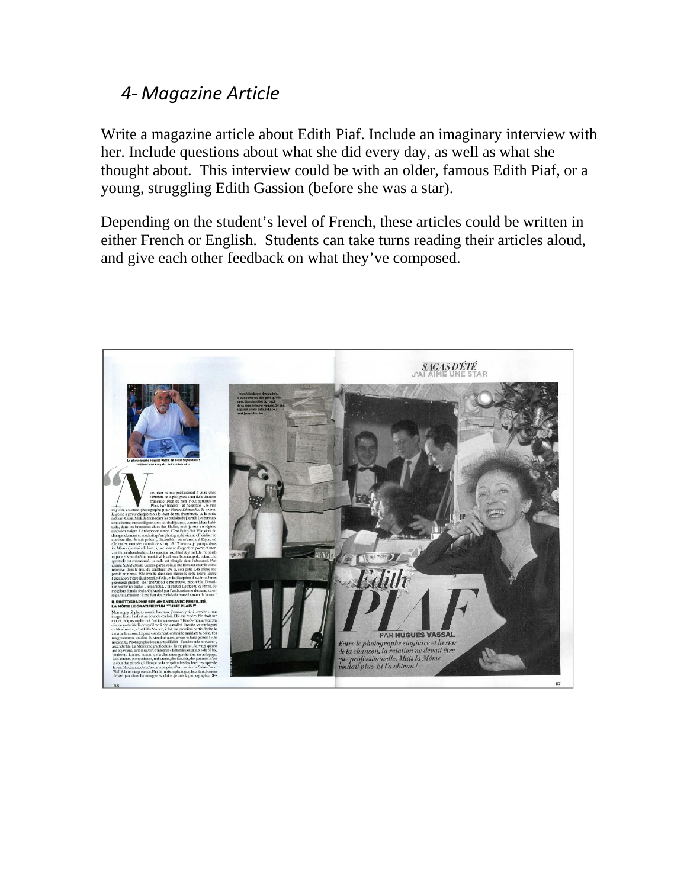## 4- Magazine Article

Write a magazine article about Edith Piaf. Include an imaginary interview with her. Include questions about what she did every day, as well as what she thought about. This interview could be with an older, famous Edith Piaf, or a young, struggling Edith Gassion (before she was a star).

Depending on the student's level of French, these articles could be written in either French or English. Students can take turns reading their articles aloud, and give each other feedback on what they've composed.